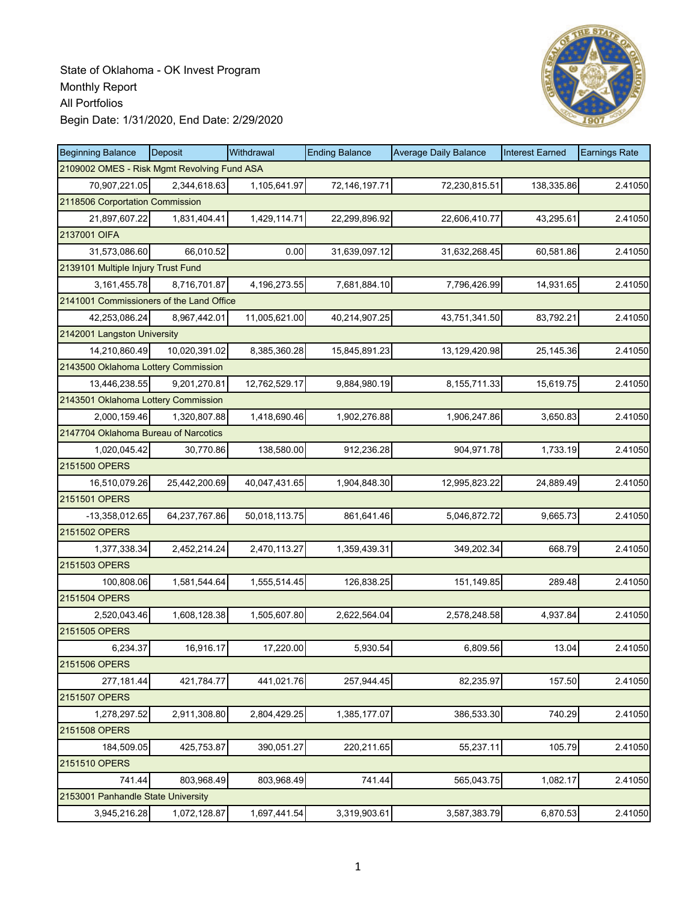State of Oklahoma - OK Invest Program
Monthly Report
All Portfolios
Begin Date: 1/31/2020, End Date: 2/29/2020

| Beginning Balance | Deposit | Withdrawal | Ending Balance | Average Daily Balance | Interest Earned | Earnings Rate |
|---|---|---|---|---|---|---|
| 2109002 OMES - Risk Mgmt Revolving Fund ASA | | | | | | |
| 70,907,221.05 | 2,344,618.63 | 1,105,641.97 | 72,146,197.71 | 72,230,815.51 | 138,335.86 | 2.41050 |
| 2118506 Corportation Commission | | | | | | |
| 21,897,607.22 | 1,831,404.41 | 1,429,114.71 | 22,299,896.92 | 22,606,410.77 | 43,295.61 | 2.41050 |
| 2137001 OIFA | | | | | | |
| 31,573,086.60 | 66,010.52 | 0.00 | 31,639,097.12 | 31,632,268.45 | 60,581.86 | 2.41050 |
| 2139101 Multiple Injury Trust Fund | | | | | | |
| 3,161,455.78 | 8,716,701.87 | 4,196,273.55 | 7,681,884.10 | 7,796,426.99 | 14,931.65 | 2.41050 |
| 2141001 Commissioners of the Land Office | | | | | | |
| 42,253,086.24 | 8,967,442.01 | 11,005,621.00 | 40,214,907.25 | 43,751,341.50 | 83,792.21 | 2.41050 |
| 2142001 Langston University | | | | | | |
| 14,210,860.49 | 10,020,391.02 | 8,385,360.28 | 15,845,891.23 | 13,129,420.98 | 25,145.36 | 2.41050 |
| 2143500 Oklahoma Lottery Commission | | | | | | |
| 13,446,238.55 | 9,201,270.81 | 12,762,529.17 | 9,884,980.19 | 8,155,711.33 | 15,619.75 | 2.41050 |
| 2143501 Oklahoma Lottery Commission | | | | | | |
| 2,000,159.46 | 1,320,807.88 | 1,418,690.46 | 1,902,276.88 | 1,906,247.86 | 3,650.83 | 2.41050 |
| 2147704 Oklahoma Bureau of Narcotics | | | | | | |
| 1,020,045.42 | 30,770.86 | 138,580.00 | 912,236.28 | 904,971.78 | 1,733.19 | 2.41050 |
| 2151500 OPERS | | | | | | |
| 16,510,079.26 | 25,442,200.69 | 40,047,431.65 | 1,904,848.30 | 12,995,823.22 | 24,889.49 | 2.41050 |
| 2151501 OPERS | | | | | | |
| -13,358,012.65 | 64,237,767.86 | 50,018,113.75 | 861,641.46 | 5,046,872.72 | 9,665.73 | 2.41050 |
| 2151502 OPERS | | | | | | |
| 1,377,338.34 | 2,452,214.24 | 2,470,113.27 | 1,359,439.31 | 349,202.34 | 668.79 | 2.41050 |
| 2151503 OPERS | | | | | | |
| 100,808.06 | 1,581,544.64 | 1,555,514.45 | 126,838.25 | 151,149.85 | 289.48 | 2.41050 |
| 2151504 OPERS | | | | | | |
| 2,520,043.46 | 1,608,128.38 | 1,505,607.80 | 2,622,564.04 | 2,578,248.58 | 4,937.84 | 2.41050 |
| 2151505 OPERS | | | | | | |
| 6,234.37 | 16,916.17 | 17,220.00 | 5,930.54 | 6,809.56 | 13.04 | 2.41050 |
| 2151506 OPERS | | | | | | |
| 277,181.44 | 421,784.77 | 441,021.76 | 257,944.45 | 82,235.97 | 157.50 | 2.41050 |
| 2151507 OPERS | | | | | | |
| 1,278,297.52 | 2,911,308.80 | 2,804,429.25 | 1,385,177.07 | 386,533.30 | 740.29 | 2.41050 |
| 2151508 OPERS | | | | | | |
| 184,509.05 | 425,753.87 | 390,051.27 | 220,211.65 | 55,237.11 | 105.79 | 2.41050 |
| 2151510 OPERS | | | | | | |
| 741.44 | 803,968.49 | 803,968.49 | 741.44 | 565,043.75 | 1,082.17 | 2.41050 |
| 2153001 Panhandle State University | | | | | | |
| 3,945,216.28 | 1,072,128.87 | 1,697,441.54 | 3,319,903.61 | 3,587,383.79 | 6,870.53 | 2.41050 |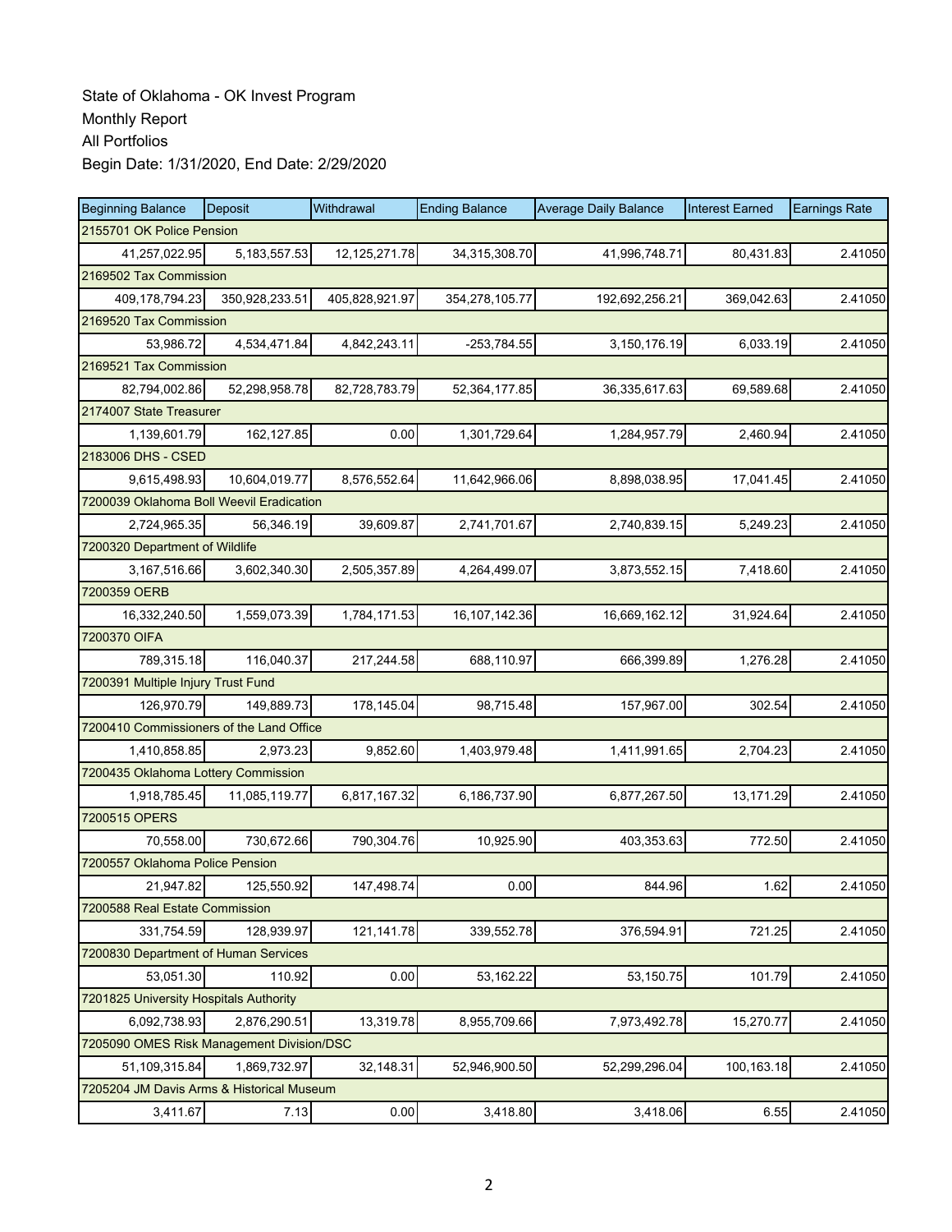State of Oklahoma - OK Invest Program
Monthly Report
All Portfolios
Begin Date: 1/31/2020, End Date: 2/29/2020

| Beginning Balance | Deposit | Withdrawal | Ending Balance | Average Daily Balance | Interest Earned | Earnings Rate |
|---|---|---|---|---|---|---|
| 2155701 OK Police Pension | | | | | | |
| 41,257,022.95 | 5,183,557.53 | 12,125,271.78 | 34,315,308.70 | 41,996,748.71 | 80,431.83 | 2.41050 |
| 2169502 Tax Commission | | | | | | |
| 409,178,794.23 | 350,928,233.51 | 405,828,921.97 | 354,278,105.77 | 192,692,256.21 | 369,042.63 | 2.41050 |
| 2169520 Tax Commission | | | | | | |
| 53,986.72 | 4,534,471.84 | 4,842,243.11 | -253,784.55 | 3,150,176.19 | 6,033.19 | 2.41050 |
| 2169521 Tax Commission | | | | | | |
| 82,794,002.86 | 52,298,958.78 | 82,728,783.79 | 52,364,177.85 | 36,335,617.63 | 69,589.68 | 2.41050 |
| 2174007 State Treasurer | | | | | | |
| 1,139,601.79 | 162,127.85 | 0.00 | 1,301,729.64 | 1,284,957.79 | 2,460.94 | 2.41050 |
| 2183006 DHS - CSED | | | | | | |
| 9,615,498.93 | 10,604,019.77 | 8,576,552.64 | 11,642,966.06 | 8,898,038.95 | 17,041.45 | 2.41050 |
| 7200039 Oklahoma Boll Weevil Eradication | | | | | | |
| 2,724,965.35 | 56,346.19 | 39,609.87 | 2,741,701.67 | 2,740,839.15 | 5,249.23 | 2.41050 |
| 7200320 Department of Wildlife | | | | | | |
| 3,167,516.66 | 3,602,340.30 | 2,505,357.89 | 4,264,499.07 | 3,873,552.15 | 7,418.60 | 2.41050 |
| 7200359 OERB | | | | | | |
| 16,332,240.50 | 1,559,073.39 | 1,784,171.53 | 16,107,142.36 | 16,669,162.12 | 31,924.64 | 2.41050 |
| 7200370 OIFA | | | | | | |
| 789,315.18 | 116,040.37 | 217,244.58 | 688,110.97 | 666,399.89 | 1,276.28 | 2.41050 |
| 7200391 Multiple Injury Trust Fund | | | | | | |
| 126,970.79 | 149,889.73 | 178,145.04 | 98,715.48 | 157,967.00 | 302.54 | 2.41050 |
| 7200410 Commissioners of the Land Office | | | | | | |
| 1,410,858.85 | 2,973.23 | 9,852.60 | 1,403,979.48 | 1,411,991.65 | 2,704.23 | 2.41050 |
| 7200435 Oklahoma Lottery Commission | | | | | | |
| 1,918,785.45 | 11,085,119.77 | 6,817,167.32 | 6,186,737.90 | 6,877,267.50 | 13,171.29 | 2.41050 |
| 7200515 OPERS | | | | | | |
| 70,558.00 | 730,672.66 | 790,304.76 | 10,925.90 | 403,353.63 | 772.50 | 2.41050 |
| 7200557 Oklahoma Police Pension | | | | | | |
| 21,947.82 | 125,550.92 | 147,498.74 | 0.00 | 844.96 | 1.62 | 2.41050 |
| 7200588 Real Estate Commission | | | | | | |
| 331,754.59 | 128,939.97 | 121,141.78 | 339,552.78 | 376,594.91 | 721.25 | 2.41050 |
| 7200830 Department of Human Services | | | | | | |
| 53,051.30 | 110.92 | 0.00 | 53,162.22 | 53,150.75 | 101.79 | 2.41050 |
| 7201825 University Hospitals Authority | | | | | | |
| 6,092,738.93 | 2,876,290.51 | 13,319.78 | 8,955,709.66 | 7,973,492.78 | 15,270.77 | 2.41050 |
| 7205090 OMES Risk Management Division/DSC | | | | | | |
| 51,109,315.84 | 1,869,732.97 | 32,148.31 | 52,946,900.50 | 52,299,296.04 | 100,163.18 | 2.41050 |
| 7205204 JM Davis Arms & Historical Museum | | | | | | |
| 3,411.67 | 7.13 | 0.00 | 3,418.80 | 3,418.06 | 6.55 | 2.41050 |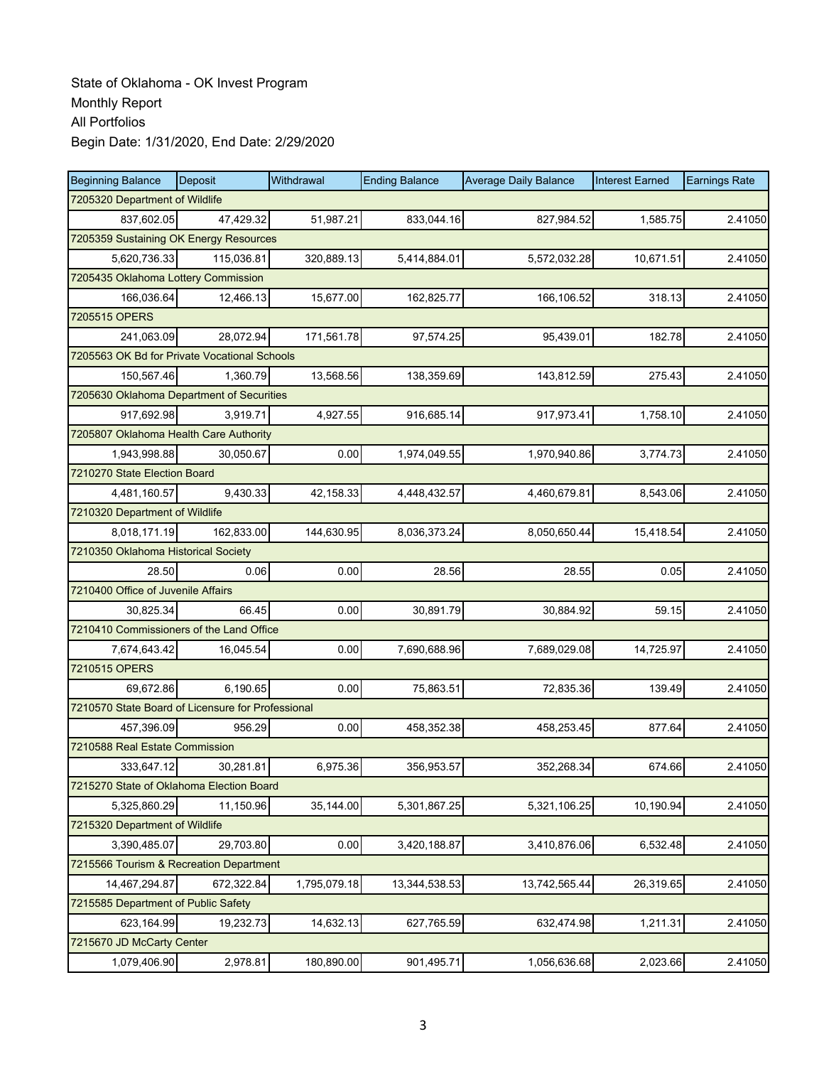State of Oklahoma - OK Invest Program
Monthly Report
All Portfolios
Begin Date: 1/31/2020, End Date: 2/29/2020

| Beginning Balance | Deposit | Withdrawal | Ending Balance | Average Daily Balance | Interest Earned | Earnings Rate |
|---|---|---|---|---|---|---|
| 7205320 Department of Wildlife | | | | | | |
| 837,602.05 | 47,429.32 | 51,987.21 | 833,044.16 | 827,984.52 | 1,585.75 | 2.41050 |
| 7205359 Sustaining OK Energy Resources | | | | | | |
| 5,620,736.33 | 115,036.81 | 320,889.13 | 5,414,884.01 | 5,572,032.28 | 10,671.51 | 2.41050 |
| 7205435 Oklahoma Lottery Commission | | | | | | |
| 166,036.64 | 12,466.13 | 15,677.00 | 162,825.77 | 166,106.52 | 318.13 | 2.41050 |
| 7205515 OPERS | | | | | | |
| 241,063.09 | 28,072.94 | 171,561.78 | 97,574.25 | 95,439.01 | 182.78 | 2.41050 |
| 7205563 OK Bd for Private Vocational Schools | | | | | | |
| 150,567.46 | 1,360.79 | 13,568.56 | 138,359.69 | 143,812.59 | 275.43 | 2.41050 |
| 7205630 Oklahoma Department of Securities | | | | | | |
| 917,692.98 | 3,919.71 | 4,927.55 | 916,685.14 | 917,973.41 | 1,758.10 | 2.41050 |
| 7205807 Oklahoma Health Care Authority | | | | | | |
| 1,943,998.88 | 30,050.67 | 0.00 | 1,974,049.55 | 1,970,940.86 | 3,774.73 | 2.41050 |
| 7210270 State Election Board | | | | | | |
| 4,481,160.57 | 9,430.33 | 42,158.33 | 4,448,432.57 | 4,460,679.81 | 8,543.06 | 2.41050 |
| 7210320 Department of Wildlife | | | | | | |
| 8,018,171.19 | 162,833.00 | 144,630.95 | 8,036,373.24 | 8,050,650.44 | 15,418.54 | 2.41050 |
| 7210350 Oklahoma Historical Society | | | | | | |
| 28.50 | 0.06 | 0.00 | 28.56 | 28.55 | 0.05 | 2.41050 |
| 7210400 Office of Juvenile Affairs | | | | | | |
| 30,825.34 | 66.45 | 0.00 | 30,891.79 | 30,884.92 | 59.15 | 2.41050 |
| 7210410 Commissioners of the Land Office | | | | | | |
| 7,674,643.42 | 16,045.54 | 0.00 | 7,690,688.96 | 7,689,029.08 | 14,725.97 | 2.41050 |
| 7210515 OPERS | | | | | | |
| 69,672.86 | 6,190.65 | 0.00 | 75,863.51 | 72,835.36 | 139.49 | 2.41050 |
| 7210570 State Board of Licensure for Professional | | | | | | |
| 457,396.09 | 956.29 | 0.00 | 458,352.38 | 458,253.45 | 877.64 | 2.41050 |
| 7210588 Real Estate Commission | | | | | | |
| 333,647.12 | 30,281.81 | 6,975.36 | 356,953.57 | 352,268.34 | 674.66 | 2.41050 |
| 7215270 State of Oklahoma Election Board | | | | | | |
| 5,325,860.29 | 11,150.96 | 35,144.00 | 5,301,867.25 | 5,321,106.25 | 10,190.94 | 2.41050 |
| 7215320 Department of Wildlife | | | | | | |
| 3,390,485.07 | 29,703.80 | 0.00 | 3,420,188.87 | 3,410,876.06 | 6,532.48 | 2.41050 |
| 7215566 Tourism & Recreation Department | | | | | | |
| 14,467,294.87 | 672,322.84 | 1,795,079.18 | 13,344,538.53 | 13,742,565.44 | 26,319.65 | 2.41050 |
| 7215585 Department of Public Safety | | | | | | |
| 623,164.99 | 19,232.73 | 14,632.13 | 627,765.59 | 632,474.98 | 1,211.31 | 2.41050 |
| 7215670 JD McCarty Center | | | | | | |
| 1,079,406.90 | 2,978.81 | 180,890.00 | 901,495.71 | 1,056,636.68 | 2,023.66 | 2.41050 |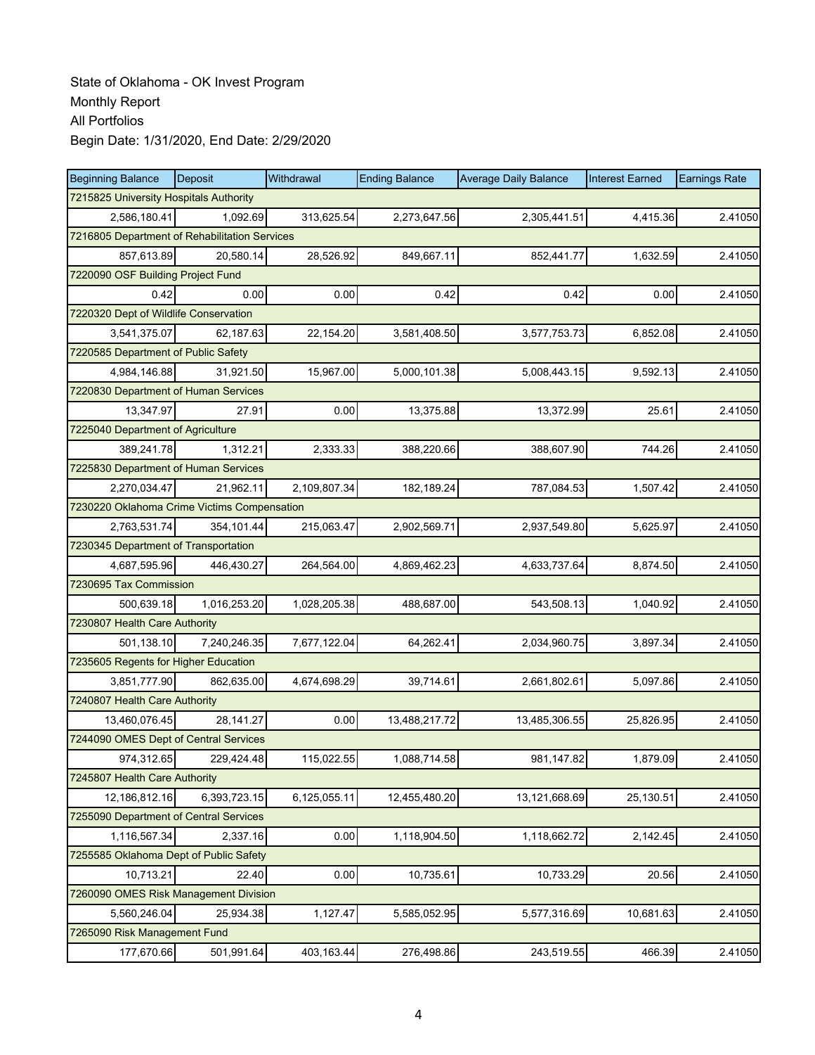State of Oklahoma - OK Invest Program
Monthly Report
All Portfolios
Begin Date: 1/31/2020, End Date: 2/29/2020

| Beginning Balance | Deposit | Withdrawal | Ending Balance | Average Daily Balance | Interest Earned | Earnings Rate |
|---|---|---|---|---|---|---|
| 7215825 University Hospitals Authority | | | | | | |
| 2,586,180.41 | 1,092.69 | 313,625.54 | 2,273,647.56 | 2,305,441.51 | 4,415.36 | 2.41050 |
| 7216805 Department of Rehabilitation Services | | | | | | |
| 857,613.89 | 20,580.14 | 28,526.92 | 849,667.11 | 852,441.77 | 1,632.59 | 2.41050 |
| 7220090 OSF Building Project Fund | | | | | | |
| 0.42 | 0.00 | 0.00 | 0.42 | 0.42 | 0.00 | 2.41050 |
| 7220320 Dept of Wildlife Conservation | | | | | | |
| 3,541,375.07 | 62,187.63 | 22,154.20 | 3,581,408.50 | 3,577,753.73 | 6,852.08 | 2.41050 |
| 7220585 Department of Public Safety | | | | | | |
| 4,984,146.88 | 31,921.50 | 15,967.00 | 5,000,101.38 | 5,008,443.15 | 9,592.13 | 2.41050 |
| 7220830 Department of Human Services | | | | | | |
| 13,347.97 | 27.91 | 0.00 | 13,375.88 | 13,372.99 | 25.61 | 2.41050 |
| 7225040 Department of Agriculture | | | | | | |
| 389,241.78 | 1,312.21 | 2,333.33 | 388,220.66 | 388,607.90 | 744.26 | 2.41050 |
| 7225830 Department of Human Services | | | | | | |
| 2,270,034.47 | 21,962.11 | 2,109,807.34 | 182,189.24 | 787,084.53 | 1,507.42 | 2.41050 |
| 7230220 Oklahoma Crime Victims Compensation | | | | | | |
| 2,763,531.74 | 354,101.44 | 215,063.47 | 2,902,569.71 | 2,937,549.80 | 5,625.97 | 2.41050 |
| 7230345 Department of Transportation | | | | | | |
| 4,687,595.96 | 446,430.27 | 264,564.00 | 4,869,462.23 | 4,633,737.64 | 8,874.50 | 2.41050 |
| 7230695 Tax Commission | | | | | | |
| 500,639.18 | 1,016,253.20 | 1,028,205.38 | 488,687.00 | 543,508.13 | 1,040.92 | 2.41050 |
| 7230807 Health Care Authority | | | | | | |
| 501,138.10 | 7,240,246.35 | 7,677,122.04 | 64,262.41 | 2,034,960.75 | 3,897.34 | 2.41050 |
| 7235605 Regents for Higher Education | | | | | | |
| 3,851,777.90 | 862,635.00 | 4,674,698.29 | 39,714.61 | 2,661,802.61 | 5,097.86 | 2.41050 |
| 7240807 Health Care Authority | | | | | | |
| 13,460,076.45 | 28,141.27 | 0.00 | 13,488,217.72 | 13,485,306.55 | 25,826.95 | 2.41050 |
| 7244090 OMES Dept of Central Services | | | | | | |
| 974,312.65 | 229,424.48 | 115,022.55 | 1,088,714.58 | 981,147.82 | 1,879.09 | 2.41050 |
| 7245807 Health Care Authority | | | | | | |
| 12,186,812.16 | 6,393,723.15 | 6,125,055.11 | 12,455,480.20 | 13,121,668.69 | 25,130.51 | 2.41050 |
| 7255090 Department of Central Services | | | | | | |
| 1,116,567.34 | 2,337.16 | 0.00 | 1,118,904.50 | 1,118,662.72 | 2,142.45 | 2.41050 |
| 7255585 Oklahoma Dept of Public Safety | | | | | | |
| 10,713.21 | 22.40 | 0.00 | 10,735.61 | 10,733.29 | 20.56 | 2.41050 |
| 7260090 OMES Risk Management Division | | | | | | |
| 5,560,246.04 | 25,934.38 | 1,127.47 | 5,585,052.95 | 5,577,316.69 | 10,681.63 | 2.41050 |
| 7265090 Risk Management Fund | | | | | | |
| 177,670.66 | 501,991.64 | 403,163.44 | 276,498.86 | 243,519.55 | 466.39 | 2.41050 |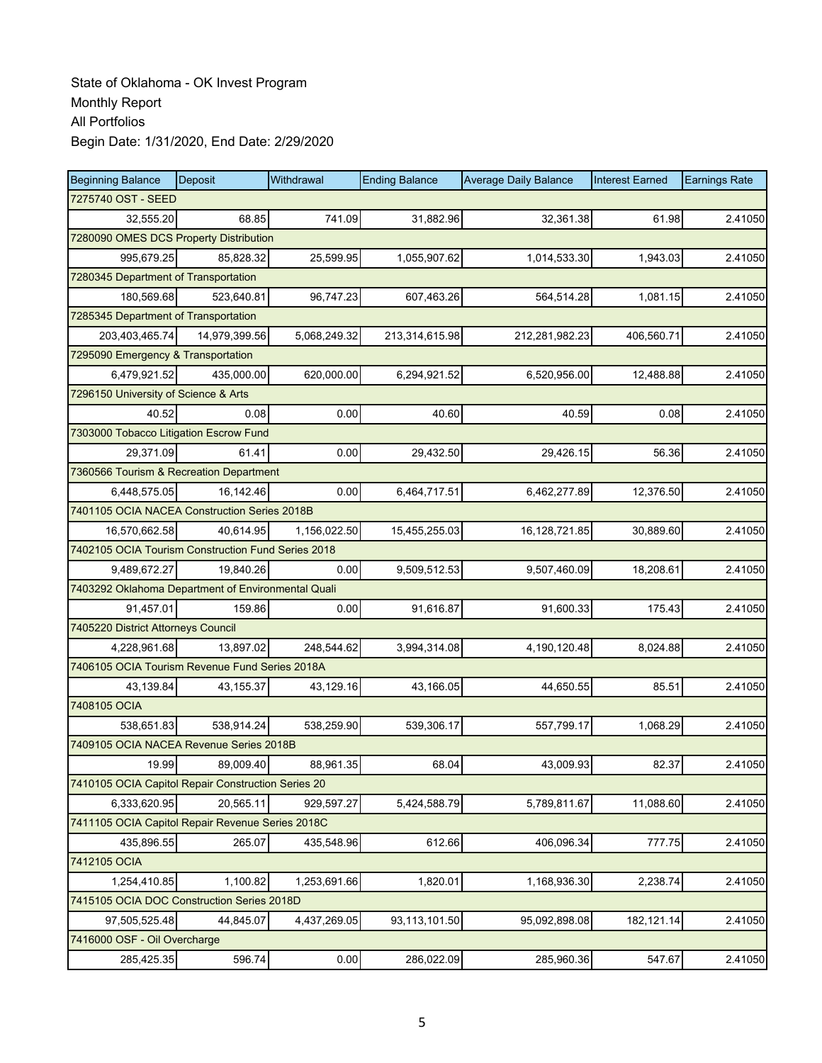State of Oklahoma - OK Invest Program
Monthly Report
All Portfolios
Begin Date: 1/31/2020, End Date: 2/29/2020

| Beginning Balance | Deposit | Withdrawal | Ending Balance | Average Daily Balance | Interest Earned | Earnings Rate |
|---|---|---|---|---|---|---|
| 7275740 OST - SEED | | | | | | |
| 32,555.20 | 68.85 | 741.09 | 31,882.96 | 32,361.38 | 61.98 | 2.41050 |
| 7280090 OMES DCS Property Distribution | | | | | | |
| 995,679.25 | 85,828.32 | 25,599.95 | 1,055,907.62 | 1,014,533.30 | 1,943.03 | 2.41050 |
| 7280345 Department of Transportation | | | | | | |
| 180,569.68 | 523,640.81 | 96,747.23 | 607,463.26 | 564,514.28 | 1,081.15 | 2.41050 |
| 7285345 Department of Transportation | | | | | | |
| 203,403,465.74 | 14,979,399.56 | 5,068,249.32 | 213,314,615.98 | 212,281,982.23 | 406,560.71 | 2.41050 |
| 7295090 Emergency & Transportation | | | | | | |
| 6,479,921.52 | 435,000.00 | 620,000.00 | 6,294,921.52 | 6,520,956.00 | 12,488.88 | 2.41050 |
| 7296150 University of Science & Arts | | | | | | |
| 40.52 | 0.08 | 0.00 | 40.60 | 40.59 | 0.08 | 2.41050 |
| 7303000 Tobacco Litigation Escrow Fund | | | | | | |
| 29,371.09 | 61.41 | 0.00 | 29,432.50 | 29,426.15 | 56.36 | 2.41050 |
| 7360566 Tourism & Recreation Department | | | | | | |
| 6,448,575.05 | 16,142.46 | 0.00 | 6,464,717.51 | 6,462,277.89 | 12,376.50 | 2.41050 |
| 7401105 OCIA NACEA Construction Series 2018B | | | | | | |
| 16,570,662.58 | 40,614.95 | 1,156,022.50 | 15,455,255.03 | 16,128,721.85 | 30,889.60 | 2.41050 |
| 7402105 OCIA Tourism Construction Fund Series 2018 | | | | | | |
| 9,489,672.27 | 19,840.26 | 0.00 | 9,509,512.53 | 9,507,460.09 | 18,208.61 | 2.41050 |
| 7403292 Oklahoma Department of Environmental Quali | | | | | | |
| 91,457.01 | 159.86 | 0.00 | 91,616.87 | 91,600.33 | 175.43 | 2.41050 |
| 7405220 District Attorneys Council | | | | | | |
| 4,228,961.68 | 13,897.02 | 248,544.62 | 3,994,314.08 | 4,190,120.48 | 8,024.88 | 2.41050 |
| 7406105 OCIA Tourism Revenue Fund Series 2018A | | | | | | |
| 43,139.84 | 43,155.37 | 43,129.16 | 43,166.05 | 44,650.55 | 85.51 | 2.41050 |
| 7408105 OCIA | | | | | | |
| 538,651.83 | 538,914.24 | 538,259.90 | 539,306.17 | 557,799.17 | 1,068.29 | 2.41050 |
| 7409105 OCIA NACEA Revenue Series 2018B | | | | | | |
| 19.99 | 89,009.40 | 88,961.35 | 68.04 | 43,009.93 | 82.37 | 2.41050 |
| 7410105 OCIA Capitol Repair Construction Series 20 | | | | | | |
| 6,333,620.95 | 20,565.11 | 929,597.27 | 5,424,588.79 | 5,789,811.67 | 11,088.60 | 2.41050 |
| 7411105 OCIA Capitol Repair Revenue Series 2018C | | | | | | |
| 435,896.55 | 265.07 | 435,548.96 | 612.66 | 406,096.34 | 777.75 | 2.41050 |
| 7412105 OCIA | | | | | | |
| 1,254,410.85 | 1,100.82 | 1,253,691.66 | 1,820.01 | 1,168,936.30 | 2,238.74 | 2.41050 |
| 7415105 OCIA DOC Construction Series 2018D | | | | | | |
| 97,505,525.48 | 44,845.07 | 4,437,269.05 | 93,113,101.50 | 95,092,898.08 | 182,121.14 | 2.41050 |
| 7416000 OSF - Oil Overcharge | | | | | | |
| 285,425.35 | 596.74 | 0.00 | 286,022.09 | 285,960.36 | 547.67 | 2.41050 |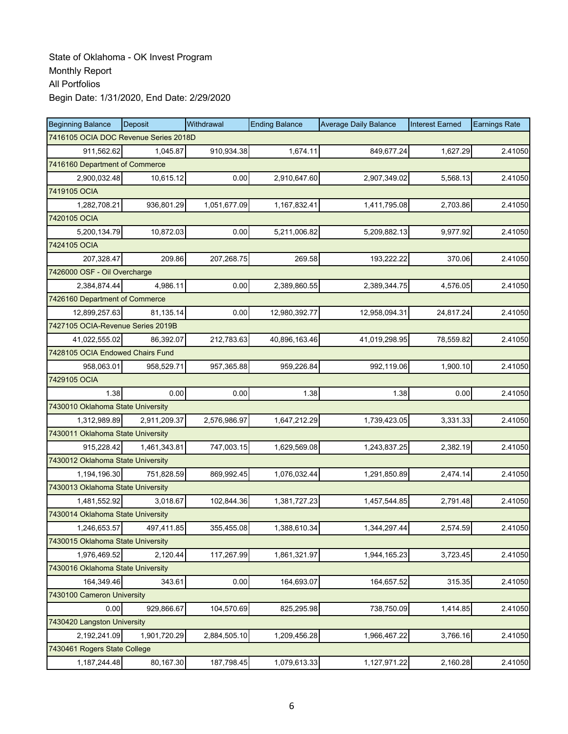State of Oklahoma - OK Invest Program
Monthly Report
All Portfolios
Begin Date: 1/31/2020, End Date: 2/29/2020

| Beginning Balance | Deposit | Withdrawal | Ending Balance | Average Daily Balance | Interest Earned | Earnings Rate |
|---|---|---|---|---|---|---|
| 7416105 OCIA DOC Revenue Series 2018D | | | | | | |
| 911,562.62 | 1,045.87 | 910,934.38 | 1,674.11 | 849,677.24 | 1,627.29 | 2.41050 |
| 7416160 Department of Commerce | | | | | | |
| 2,900,032.48 | 10,615.12 | 0.00 | 2,910,647.60 | 2,907,349.02 | 5,568.13 | 2.41050 |
| 7419105 OCIA | | | | | | |
| 1,282,708.21 | 936,801.29 | 1,051,677.09 | 1,167,832.41 | 1,411,795.08 | 2,703.86 | 2.41050 |
| 7420105 OCIA | | | | | | |
| 5,200,134.79 | 10,872.03 | 0.00 | 5,211,006.82 | 5,209,882.13 | 9,977.92 | 2.41050 |
| 7424105 OCIA | | | | | | |
| 207,328.47 | 209.86 | 207,268.75 | 269.58 | 193,222.22 | 370.06 | 2.41050 |
| 7426000 OSF - Oil Overcharge | | | | | | |
| 2,384,874.44 | 4,986.11 | 0.00 | 2,389,860.55 | 2,389,344.75 | 4,576.05 | 2.41050 |
| 7426160 Department of Commerce | | | | | | |
| 12,899,257.63 | 81,135.14 | 0.00 | 12,980,392.77 | 12,958,094.31 | 24,817.24 | 2.41050 |
| 7427105 OCIA-Revenue Series 2019B | | | | | | |
| 41,022,555.02 | 86,392.07 | 212,783.63 | 40,896,163.46 | 41,019,298.95 | 78,559.82 | 2.41050 |
| 7428105 OCIA Endowed Chairs Fund | | | | | | |
| 958,063.01 | 958,529.71 | 957,365.88 | 959,226.84 | 992,119.06 | 1,900.10 | 2.41050 |
| 7429105 OCIA | | | | | | |
| 1.38 | 0.00 | 0.00 | 1.38 | 1.38 | 0.00 | 2.41050 |
| 7430010 Oklahoma State University | | | | | | |
| 1,312,989.89 | 2,911,209.37 | 2,576,986.97 | 1,647,212.29 | 1,739,423.05 | 3,331.33 | 2.41050 |
| 7430011 Oklahoma State University | | | | | | |
| 915,228.42 | 1,461,343.81 | 747,003.15 | 1,629,569.08 | 1,243,837.25 | 2,382.19 | 2.41050 |
| 7430012 Oklahoma State University | | | | | | |
| 1,194,196.30 | 751,828.59 | 869,992.45 | 1,076,032.44 | 1,291,850.89 | 2,474.14 | 2.41050 |
| 7430013 Oklahoma State University | | | | | | |
| 1,481,552.92 | 3,018.67 | 102,844.36 | 1,381,727.23 | 1,457,544.85 | 2,791.48 | 2.41050 |
| 7430014 Oklahoma State University | | | | | | |
| 1,246,653.57 | 497,411.85 | 355,455.08 | 1,388,610.34 | 1,344,297.44 | 2,574.59 | 2.41050 |
| 7430015 Oklahoma State University | | | | | | |
| 1,976,469.52 | 2,120.44 | 117,267.99 | 1,861,321.97 | 1,944,165.23 | 3,723.45 | 2.41050 |
| 7430016 Oklahoma State University | | | | | | |
| 164,349.46 | 343.61 | 0.00 | 164,693.07 | 164,657.52 | 315.35 | 2.41050 |
| 7430100 Cameron University | | | | | | |
| 0.00 | 929,866.67 | 104,570.69 | 825,295.98 | 738,750.09 | 1,414.85 | 2.41050 |
| 7430420 Langston University | | | | | | |
| 2,192,241.09 | 1,901,720.29 | 2,884,505.10 | 1,209,456.28 | 1,966,467.22 | 3,766.16 | 2.41050 |
| 7430461 Rogers State College | | | | | | |
| 1,187,244.48 | 80,167.30 | 187,798.45 | 1,079,613.33 | 1,127,971.22 | 2,160.28 | 2.41050 |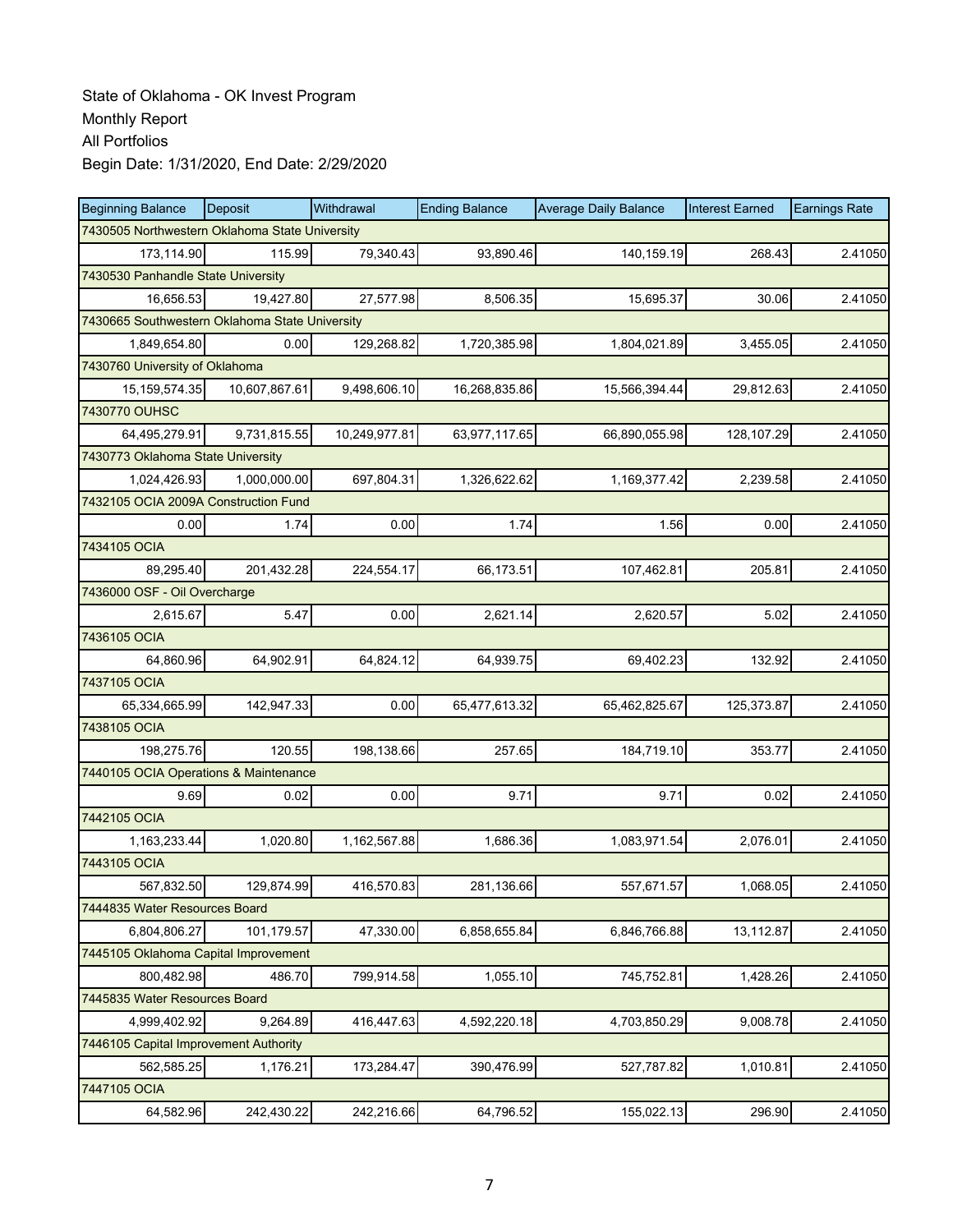State of Oklahoma - OK Invest Program
Monthly Report
All Portfolios
Begin Date: 1/31/2020, End Date: 2/29/2020

| Beginning Balance | Deposit | Withdrawal | Ending Balance | Average Daily Balance | Interest Earned | Earnings Rate |
|---|---|---|---|---|---|---|
| 7430505 Northwestern Oklahoma State University | | | | | | |
| 173,114.90 | 115.99 | 79,340.43 | 93,890.46 | 140,159.19 | 268.43 | 2.41050 |
| 7430530 Panhandle State University | | | | | | |
| 16,656.53 | 19,427.80 | 27,577.98 | 8,506.35 | 15,695.37 | 30.06 | 2.41050 |
| 7430665 Southwestern Oklahoma State University | | | | | | |
| 1,849,654.80 | 0.00 | 129,268.82 | 1,720,385.98 | 1,804,021.89 | 3,455.05 | 2.41050 |
| 7430760 University of Oklahoma | | | | | | |
| 15,159,574.35 | 10,607,867.61 | 9,498,606.10 | 16,268,835.86 | 15,566,394.44 | 29,812.63 | 2.41050 |
| 7430770 OUHSC | | | | | | |
| 64,495,279.91 | 9,731,815.55 | 10,249,977.81 | 63,977,117.65 | 66,890,055.98 | 128,107.29 | 2.41050 |
| 7430773 Oklahoma State University | | | | | | |
| 1,024,426.93 | 1,000,000.00 | 697,804.31 | 1,326,622.62 | 1,169,377.42 | 2,239.58 | 2.41050 |
| 7432105 OCIA 2009A Construction Fund | | | | | | |
| 0.00 | 1.74 | 0.00 | 1.74 | 1.56 | 0.00 | 2.41050 |
| 7434105 OCIA | | | | | | |
| 89,295.40 | 201,432.28 | 224,554.17 | 66,173.51 | 107,462.81 | 205.81 | 2.41050 |
| 7436000 OSF - Oil Overcharge | | | | | | |
| 2,615.67 | 5.47 | 0.00 | 2,621.14 | 2,620.57 | 5.02 | 2.41050 |
| 7436105 OCIA | | | | | | |
| 64,860.96 | 64,902.91 | 64,824.12 | 64,939.75 | 69,402.23 | 132.92 | 2.41050 |
| 7437105 OCIA | | | | | | |
| 65,334,665.99 | 142,947.33 | 0.00 | 65,477,613.32 | 65,462,825.67 | 125,373.87 | 2.41050 |
| 7438105 OCIA | | | | | | |
| 198,275.76 | 120.55 | 198,138.66 | 257.65 | 184,719.10 | 353.77 | 2.41050 |
| 7440105 OCIA Operations & Maintenance | | | | | | |
| 9.69 | 0.02 | 0.00 | 9.71 | 9.71 | 0.02 | 2.41050 |
| 7442105 OCIA | | | | | | |
| 1,163,233.44 | 1,020.80 | 1,162,567.88 | 1,686.36 | 1,083,971.54 | 2,076.01 | 2.41050 |
| 7443105 OCIA | | | | | | |
| 567,832.50 | 129,874.99 | 416,570.83 | 281,136.66 | 557,671.57 | 1,068.05 | 2.41050 |
| 7444835 Water Resources Board | | | | | | |
| 6,804,806.27 | 101,179.57 | 47,330.00 | 6,858,655.84 | 6,846,766.88 | 13,112.87 | 2.41050 |
| 7445105 Oklahoma Capital Improvement | | | | | | |
| 800,482.98 | 486.70 | 799,914.58 | 1,055.10 | 745,752.81 | 1,428.26 | 2.41050 |
| 7445835 Water Resources Board | | | | | | |
| 4,999,402.92 | 9,264.89 | 416,447.63 | 4,592,220.18 | 4,703,850.29 | 9,008.78 | 2.41050 |
| 7446105 Capital Improvement Authority | | | | | | |
| 562,585.25 | 1,176.21 | 173,284.47 | 390,476.99 | 527,787.82 | 1,010.81 | 2.41050 |
| 7447105 OCIA | | | | | | |
| 64,582.96 | 242,430.22 | 242,216.66 | 64,796.52 | 155,022.13 | 296.90 | 2.41050 |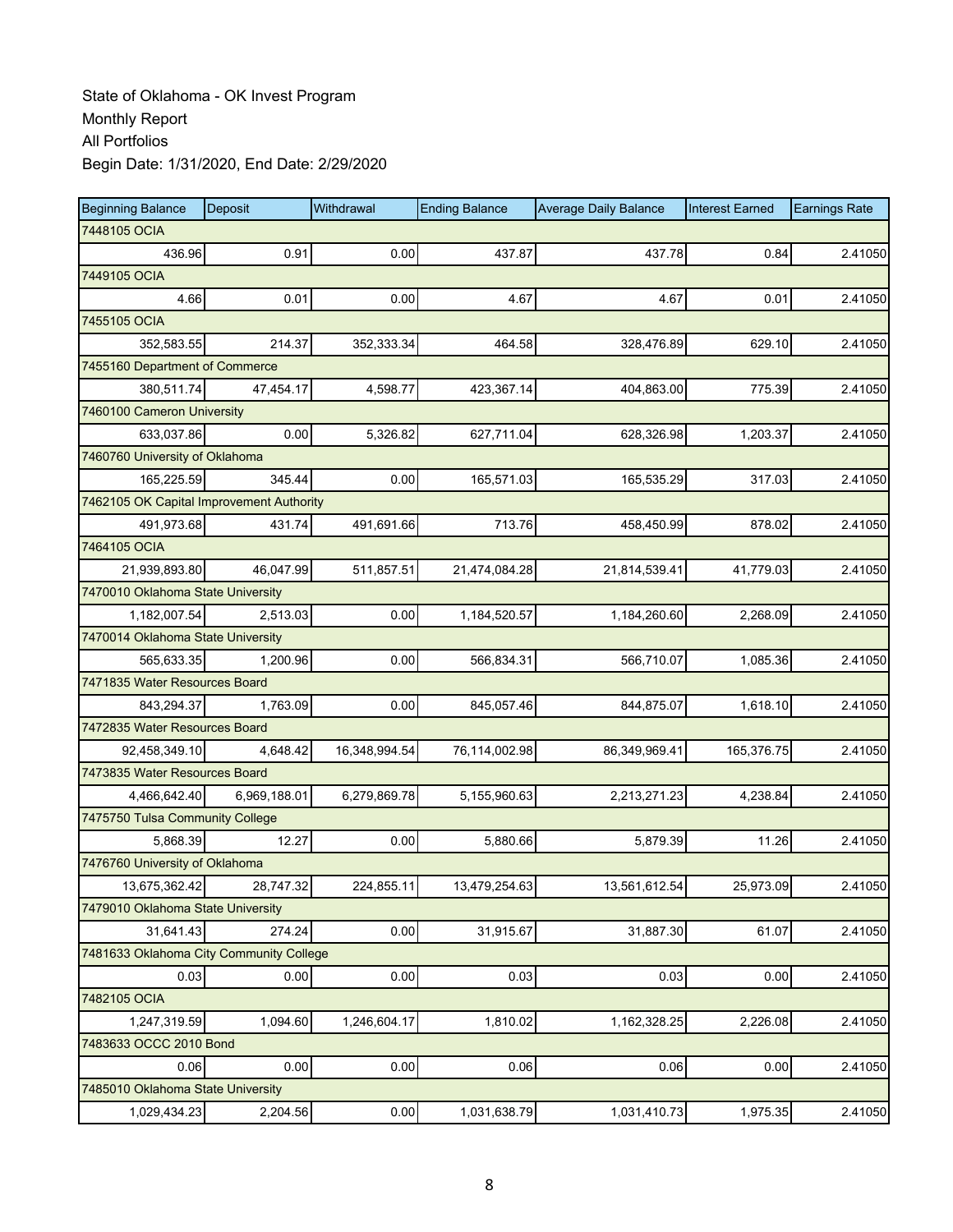State of Oklahoma - OK Invest Program
Monthly Report
All Portfolios
Begin Date: 1/31/2020, End Date: 2/29/2020

| Beginning Balance | Deposit | Withdrawal | Ending Balance | Average Daily Balance | Interest Earned | Earnings Rate |
|---|---|---|---|---|---|---|
| 7448105 OCIA | | | | | | |
| 436.96 | 0.91 | 0.00 | 437.87 | 437.78 | 0.84 | 2.41050 |
| 7449105 OCIA | | | | | | |
| 4.66 | 0.01 | 0.00 | 4.67 | 4.67 | 0.01 | 2.41050 |
| 7455105 OCIA | | | | | | |
| 352,583.55 | 214.37 | 352,333.34 | 464.58 | 328,476.89 | 629.10 | 2.41050 |
| 7455160 Department of Commerce | | | | | | |
| 380,511.74 | 47,454.17 | 4,598.77 | 423,367.14 | 404,863.00 | 775.39 | 2.41050 |
| 7460100 Cameron University | | | | | | |
| 633,037.86 | 0.00 | 5,326.82 | 627,711.04 | 628,326.98 | 1,203.37 | 2.41050 |
| 7460760 University of Oklahoma | | | | | | |
| 165,225.59 | 345.44 | 0.00 | 165,571.03 | 165,535.29 | 317.03 | 2.41050 |
| 7462105 OK Capital Improvement Authority | | | | | | |
| 491,973.68 | 431.74 | 491,691.66 | 713.76 | 458,450.99 | 878.02 | 2.41050 |
| 7464105 OCIA | | | | | | |
| 21,939,893.80 | 46,047.99 | 511,857.51 | 21,474,084.28 | 21,814,539.41 | 41,779.03 | 2.41050 |
| 7470010 Oklahoma State University | | | | | | |
| 1,182,007.54 | 2,513.03 | 0.00 | 1,184,520.57 | 1,184,260.60 | 2,268.09 | 2.41050 |
| 7470014 Oklahoma State University | | | | | | |
| 565,633.35 | 1,200.96 | 0.00 | 566,834.31 | 566,710.07 | 1,085.36 | 2.41050 |
| 7471835 Water Resources Board | | | | | | |
| 843,294.37 | 1,763.09 | 0.00 | 845,057.46 | 844,875.07 | 1,618.10 | 2.41050 |
| 7472835 Water Resources Board | | | | | | |
| 92,458,349.10 | 4,648.42 | 16,348,994.54 | 76,114,002.98 | 86,349,969.41 | 165,376.75 | 2.41050 |
| 7473835 Water Resources Board | | | | | | |
| 4,466,642.40 | 6,969,188.01 | 6,279,869.78 | 5,155,960.63 | 2,213,271.23 | 4,238.84 | 2.41050 |
| 7475750 Tulsa Community College | | | | | | |
| 5,868.39 | 12.27 | 0.00 | 5,880.66 | 5,879.39 | 11.26 | 2.41050 |
| 7476760 University of Oklahoma | | | | | | |
| 13,675,362.42 | 28,747.32 | 224,855.11 | 13,479,254.63 | 13,561,612.54 | 25,973.09 | 2.41050 |
| 7479010 Oklahoma State University | | | | | | |
| 31,641.43 | 274.24 | 0.00 | 31,915.67 | 31,887.30 | 61.07 | 2.41050 |
| 7481633 Oklahoma City Community College | | | | | | |
| 0.03 | 0.00 | 0.00 | 0.03 | 0.03 | 0.00 | 2.41050 |
| 7482105 OCIA | | | | | | |
| 1,247,319.59 | 1,094.60 | 1,246,604.17 | 1,810.02 | 1,162,328.25 | 2,226.08 | 2.41050 |
| 7483633 OCCC 2010 Bond | | | | | | |
| 0.06 | 0.00 | 0.00 | 0.06 | 0.06 | 0.00 | 2.41050 |
| 7485010 Oklahoma State University | | | | | | |
| 1,029,434.23 | 2,204.56 | 0.00 | 1,031,638.79 | 1,031,410.73 | 1,975.35 | 2.41050 |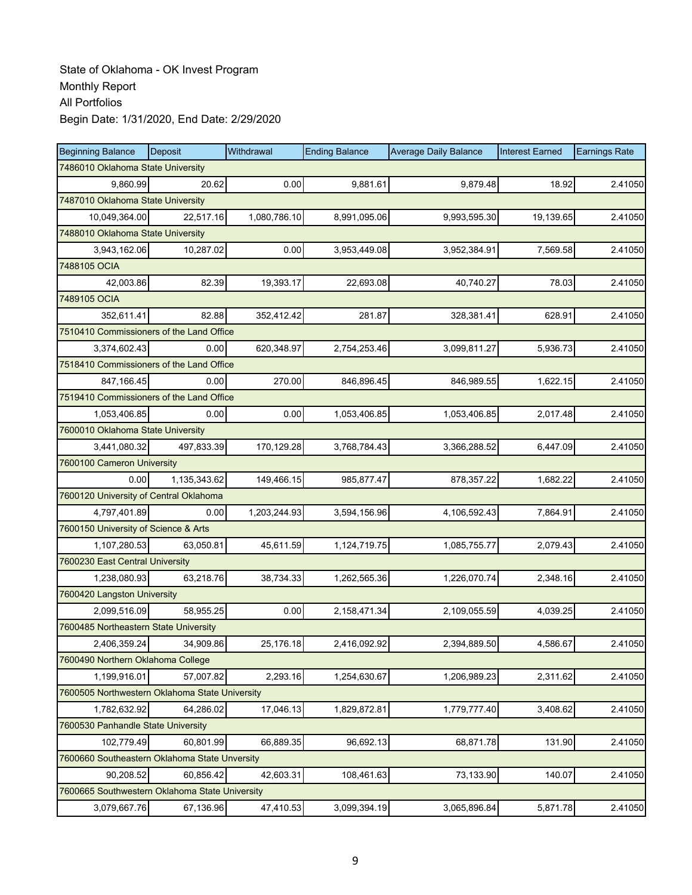State of Oklahoma - OK Invest Program
Monthly Report
All Portfolios
Begin Date: 1/31/2020, End Date: 2/29/2020

| Beginning Balance | Deposit | Withdrawal | Ending Balance | Average Daily Balance | Interest Earned | Earnings Rate |
|---|---|---|---|---|---|---|
| 7486010 Oklahoma State University | | | | | | |
| 9,860.99 | 20.62 | 0.00 | 9,881.61 | 9,879.48 | 18.92 | 2.41050 |
| 7487010 Oklahoma State University | | | | | | |
| 10,049,364.00 | 22,517.16 | 1,080,786.10 | 8,991,095.06 | 9,993,595.30 | 19,139.65 | 2.41050 |
| 7488010 Oklahoma State University | | | | | | |
| 3,943,162.06 | 10,287.02 | 0.00 | 3,953,449.08 | 3,952,384.91 | 7,569.58 | 2.41050 |
| 7488105 OCIA | | | | | | |
| 42,003.86 | 82.39 | 19,393.17 | 22,693.08 | 40,740.27 | 78.03 | 2.41050 |
| 7489105 OCIA | | | | | | |
| 352,611.41 | 82.88 | 352,412.42 | 281.87 | 328,381.41 | 628.91 | 2.41050 |
| 7510410 Commissioners of the Land Office | | | | | | |
| 3,374,602.43 | 0.00 | 620,348.97 | 2,754,253.46 | 3,099,811.27 | 5,936.73 | 2.41050 |
| 7518410 Commissioners of the Land Office | | | | | | |
| 847,166.45 | 0.00 | 270.00 | 846,896.45 | 846,989.55 | 1,622.15 | 2.41050 |
| 7519410 Commissioners of the Land Office | | | | | | |
| 1,053,406.85 | 0.00 | 0.00 | 1,053,406.85 | 1,053,406.85 | 2,017.48 | 2.41050 |
| 7600010 Oklahoma State University | | | | | | |
| 3,441,080.32 | 497,833.39 | 170,129.28 | 3,768,784.43 | 3,366,288.52 | 6,447.09 | 2.41050 |
| 7600100 Cameron University | | | | | | |
| 0.00 | 1,135,343.62 | 149,466.15 | 985,877.47 | 878,357.22 | 1,682.22 | 2.41050 |
| 7600120 University of Central Oklahoma | | | | | | |
| 4,797,401.89 | 0.00 | 1,203,244.93 | 3,594,156.96 | 4,106,592.43 | 7,864.91 | 2.41050 |
| 7600150 University of Science & Arts | | | | | | |
| 1,107,280.53 | 63,050.81 | 45,611.59 | 1,124,719.75 | 1,085,755.77 | 2,079.43 | 2.41050 |
| 7600230 East Central University | | | | | | |
| 1,238,080.93 | 63,218.76 | 38,734.33 | 1,262,565.36 | 1,226,070.74 | 2,348.16 | 2.41050 |
| 7600420 Langston University | | | | | | |
| 2,099,516.09 | 58,955.25 | 0.00 | 2,158,471.34 | 2,109,055.59 | 4,039.25 | 2.41050 |
| 7600485 Northeastern State University | | | | | | |
| 2,406,359.24 | 34,909.86 | 25,176.18 | 2,416,092.92 | 2,394,889.50 | 4,586.67 | 2.41050 |
| 7600490 Northern Oklahoma College | | | | | | |
| 1,199,916.01 | 57,007.82 | 2,293.16 | 1,254,630.67 | 1,206,989.23 | 2,311.62 | 2.41050 |
| 7600505 Northwestern Oklahoma State University | | | | | | |
| 1,782,632.92 | 64,286.02 | 17,046.13 | 1,829,872.81 | 1,779,777.40 | 3,408.62 | 2.41050 |
| 7600530 Panhandle State University | | | | | | |
| 102,779.49 | 60,801.99 | 66,889.35 | 96,692.13 | 68,871.78 | 131.90 | 2.41050 |
| 7600660 Southeastern Oklahoma State Unversity | | | | | | |
| 90,208.52 | 60,856.42 | 42,603.31 | 108,461.63 | 73,133.90 | 140.07 | 2.41050 |
| 7600665 Southwestern Oklahoma State University | | | | | | |
| 3,079,667.76 | 67,136.96 | 47,410.53 | 3,099,394.19 | 3,065,896.84 | 5,871.78 | 2.41050 |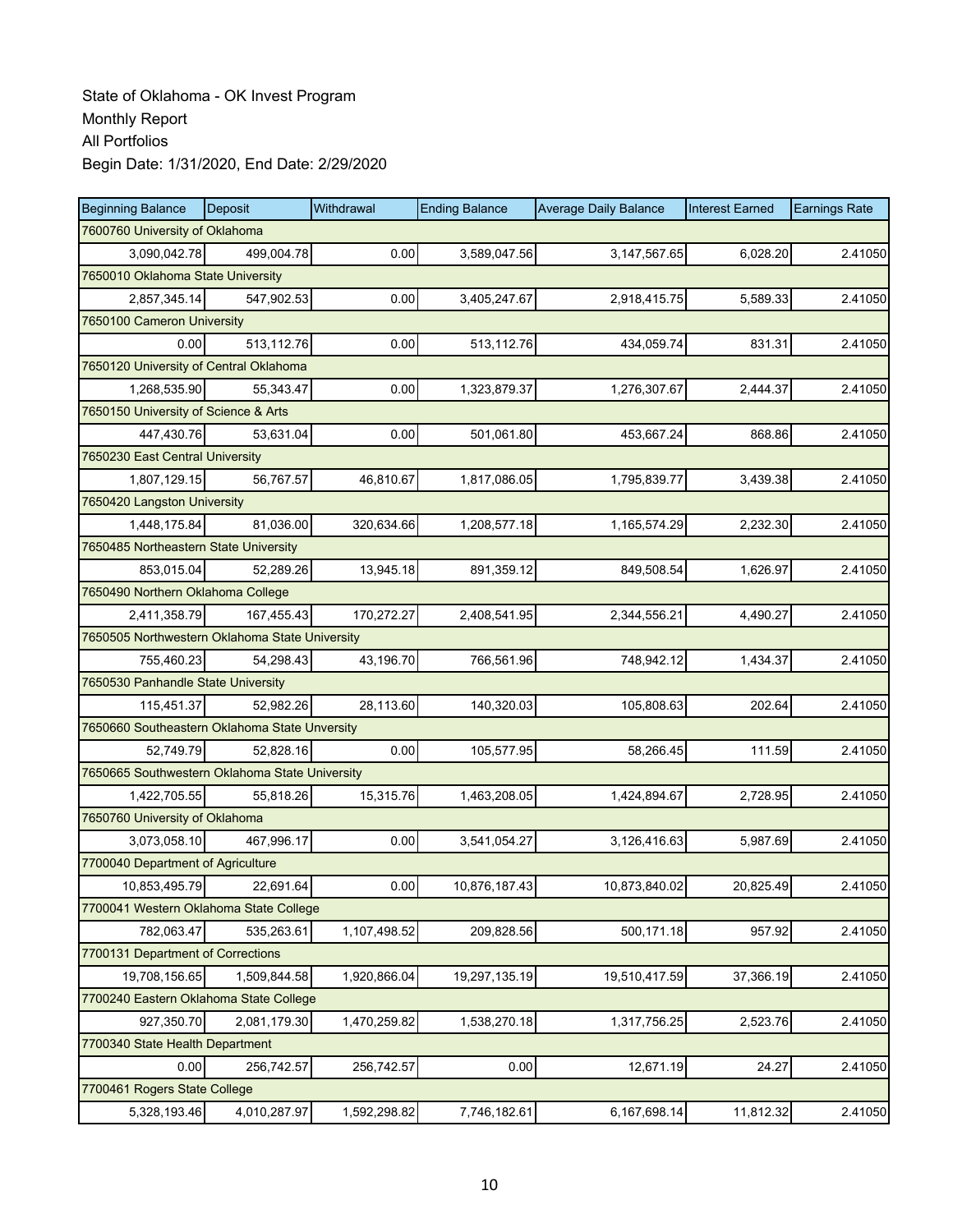State of Oklahoma - OK Invest Program
Monthly Report
All Portfolios
Begin Date: 1/31/2020, End Date: 2/29/2020

| Beginning Balance | Deposit | Withdrawal | Ending Balance | Average Daily Balance | Interest Earned | Earnings Rate |
|---|---|---|---|---|---|---|
| 7600760 University of Oklahoma | | | | | | |
| 3,090,042.78 | 499,004.78 | 0.00 | 3,589,047.56 | 3,147,567.65 | 6,028.20 | 2.41050 |
| 7650010 Oklahoma State University | | | | | | |
| 2,857,345.14 | 547,902.53 | 0.00 | 3,405,247.67 | 2,918,415.75 | 5,589.33 | 2.41050 |
| 7650100 Cameron University | | | | | | |
| 0.00 | 513,112.76 | 0.00 | 513,112.76 | 434,059.74 | 831.31 | 2.41050 |
| 7650120 University of Central Oklahoma | | | | | | |
| 1,268,535.90 | 55,343.47 | 0.00 | 1,323,879.37 | 1,276,307.67 | 2,444.37 | 2.41050 |
| 7650150 University of Science & Arts | | | | | | |
| 447,430.76 | 53,631.04 | 0.00 | 501,061.80 | 453,667.24 | 868.86 | 2.41050 |
| 7650230 East Central University | | | | | | |
| 1,807,129.15 | 56,767.57 | 46,810.67 | 1,817,086.05 | 1,795,839.77 | 3,439.38 | 2.41050 |
| 7650420 Langston University | | | | | | |
| 1,448,175.84 | 81,036.00 | 320,634.66 | 1,208,577.18 | 1,165,574.29 | 2,232.30 | 2.41050 |
| 7650485 Northeastern State University | | | | | | |
| 853,015.04 | 52,289.26 | 13,945.18 | 891,359.12 | 849,508.54 | 1,626.97 | 2.41050 |
| 7650490 Northern Oklahoma College | | | | | | |
| 2,411,358.79 | 167,455.43 | 170,272.27 | 2,408,541.95 | 2,344,556.21 | 4,490.27 | 2.41050 |
| 7650505 Northwestern Oklahoma State University | | | | | | |
| 755,460.23 | 54,298.43 | 43,196.70 | 766,561.96 | 748,942.12 | 1,434.37 | 2.41050 |
| 7650530 Panhandle State University | | | | | | |
| 115,451.37 | 52,982.26 | 28,113.60 | 140,320.03 | 105,808.63 | 202.64 | 2.41050 |
| 7650660 Southeastern Oklahoma State Unversity | | | | | | |
| 52,749.79 | 52,828.16 | 0.00 | 105,577.95 | 58,266.45 | 111.59 | 2.41050 |
| 7650665 Southwestern Oklahoma State University | | | | | | |
| 1,422,705.55 | 55,818.26 | 15,315.76 | 1,463,208.05 | 1,424,894.67 | 2,728.95 | 2.41050 |
| 7650760 University of Oklahoma | | | | | | |
| 3,073,058.10 | 467,996.17 | 0.00 | 3,541,054.27 | 3,126,416.63 | 5,987.69 | 2.41050 |
| 7700040 Department of Agriculture | | | | | | |
| 10,853,495.79 | 22,691.64 | 0.00 | 10,876,187.43 | 10,873,840.02 | 20,825.49 | 2.41050 |
| 7700041 Western Oklahoma State College | | | | | | |
| 782,063.47 | 535,263.61 | 1,107,498.52 | 209,828.56 | 500,171.18 | 957.92 | 2.41050 |
| 7700131 Department of Corrections | | | | | | |
| 19,708,156.65 | 1,509,844.58 | 1,920,866.04 | 19,297,135.19 | 19,510,417.59 | 37,366.19 | 2.41050 |
| 7700240 Eastern Oklahoma State College | | | | | | |
| 927,350.70 | 2,081,179.30 | 1,470,259.82 | 1,538,270.18 | 1,317,756.25 | 2,523.76 | 2.41050 |
| 7700340 State Health Department | | | | | | |
| 0.00 | 256,742.57 | 256,742.57 | 0.00 | 12,671.19 | 24.27 | 2.41050 |
| 7700461 Rogers State College | | | | | | |
| 5,328,193.46 | 4,010,287.97 | 1,592,298.82 | 7,746,182.61 | 6,167,698.14 | 11,812.32 | 2.41050 |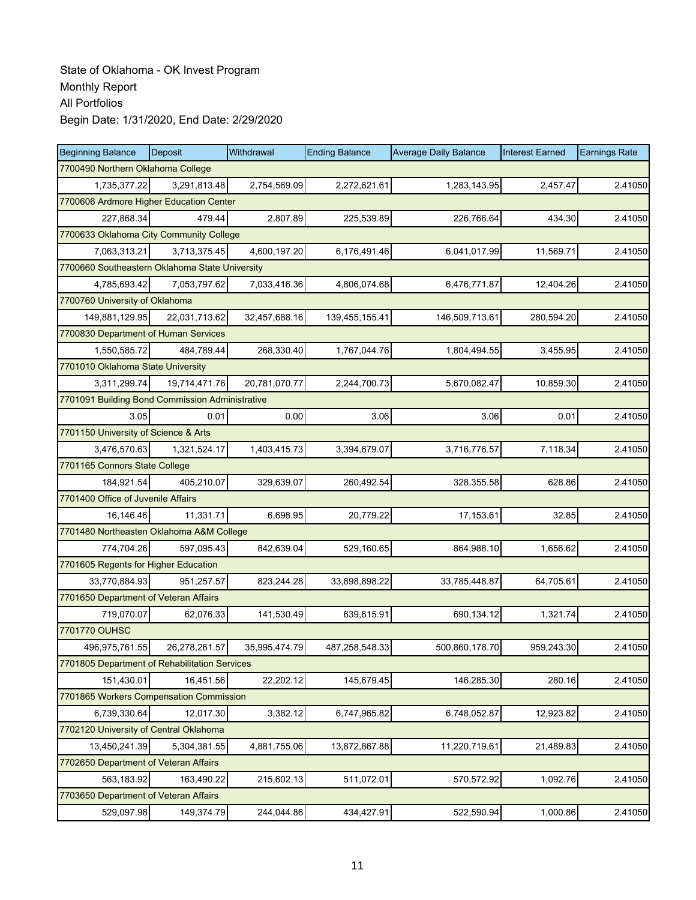State of Oklahoma - OK Invest Program
Monthly Report
All Portfolios
Begin Date: 1/31/2020, End Date: 2/29/2020

| Beginning Balance | Deposit | Withdrawal | Ending Balance | Average Daily Balance | Interest Earned | Earnings Rate |
|---|---|---|---|---|---|---|
| 7700490 Northern Oklahoma College | | | | | | |
| 1,735,377.22 | 3,291,813.48 | 2,754,569.09 | 2,272,621.61 | 1,283,143.95 | 2,457.47 | 2.41050 |
| 7700606 Ardmore Higher Education Center | | | | | | |
| 227,868.34 | 479.44 | 2,807.89 | 225,539.89 | 226,766.64 | 434.30 | 2.41050 |
| 7700633 Oklahoma City Community College | | | | | | |
| 7,063,313.21 | 3,713,375.45 | 4,600,197.20 | 6,176,491.46 | 6,041,017.99 | 11,569.71 | 2.41050 |
| 7700660 Southeastern Oklahoma State University | | | | | | |
| 4,785,693.42 | 7,053,797.62 | 7,033,416.36 | 4,806,074.68 | 6,476,771.87 | 12,404.26 | 2.41050 |
| 7700760 University of Oklahoma | | | | | | |
| 149,881,129.95 | 22,031,713.62 | 32,457,688.16 | 139,455,155.41 | 146,509,713.61 | 280,594.20 | 2.41050 |
| 7700830 Department of Human Services | | | | | | |
| 1,550,585.72 | 484,789.44 | 268,330.40 | 1,767,044.76 | 1,804,494.55 | 3,455.95 | 2.41050 |
| 7701010 Oklahoma State University | | | | | | |
| 3,311,299.74 | 19,714,471.76 | 20,781,070.77 | 2,244,700.73 | 5,670,082.47 | 10,859.30 | 2.41050 |
| 7701091 Building Bond Commission Administrative | | | | | | |
| 3.05 | 0.01 | 0.00 | 3.06 | 3.06 | 0.01 | 2.41050 |
| 7701150 University of Science & Arts | | | | | | |
| 3,476,570.63 | 1,321,524.17 | 1,403,415.73 | 3,394,679.07 | 3,716,776.57 | 7,118.34 | 2.41050 |
| 7701165 Connors State College | | | | | | |
| 184,921.54 | 405,210.07 | 329,639.07 | 260,492.54 | 328,355.58 | 628.86 | 2.41050 |
| 7701400 Office of Juvenile Affairs | | | | | | |
| 16,146.46 | 11,331.71 | 6,698.95 | 20,779.22 | 17,153.61 | 32.85 | 2.41050 |
| 7701480 Northeasten Oklahoma A&M College | | | | | | |
| 774,704.26 | 597,095.43 | 842,639.04 | 529,160.65 | 864,988.10 | 1,656.62 | 2.41050 |
| 7701605 Regents for Higher Education | | | | | | |
| 33,770,884.93 | 951,257.57 | 823,244.28 | 33,898,898.22 | 33,785,448.87 | 64,705.61 | 2.41050 |
| 7701650 Department of Veteran Affairs | | | | | | |
| 719,070.07 | 62,076.33 | 141,530.49 | 639,615.91 | 690,134.12 | 1,321.74 | 2.41050 |
| 7701770 OUHSC | | | | | | |
| 496,975,761.55 | 26,278,261.57 | 35,995,474.79 | 487,258,548.33 | 500,860,178.70 | 959,243.30 | 2.41050 |
| 7701805 Department of Rehabilitation Services | | | | | | |
| 151,430.01 | 16,451.56 | 22,202.12 | 145,679.45 | 146,285.30 | 280.16 | 2.41050 |
| 7701865 Workers Compensation Commission | | | | | | |
| 6,739,330.64 | 12,017.30 | 3,382.12 | 6,747,965.82 | 6,748,052.87 | 12,923.82 | 2.41050 |
| 7702120 University of Central Oklahoma | | | | | | |
| 13,450,241.39 | 5,304,381.55 | 4,881,755.06 | 13,872,867.88 | 11,220,719.61 | 21,489.83 | 2.41050 |
| 7702650 Department of Veteran Affairs | | | | | | |
| 563,183.92 | 163,490.22 | 215,602.13 | 511,072.01 | 570,572.92 | 1,092.76 | 2.41050 |
| 7703650 Department of Veteran Affairs | | | | | | |
| 529,097.98 | 149,374.79 | 244,044.86 | 434,427.91 | 522,590.94 | 1,000.86 | 2.41050 |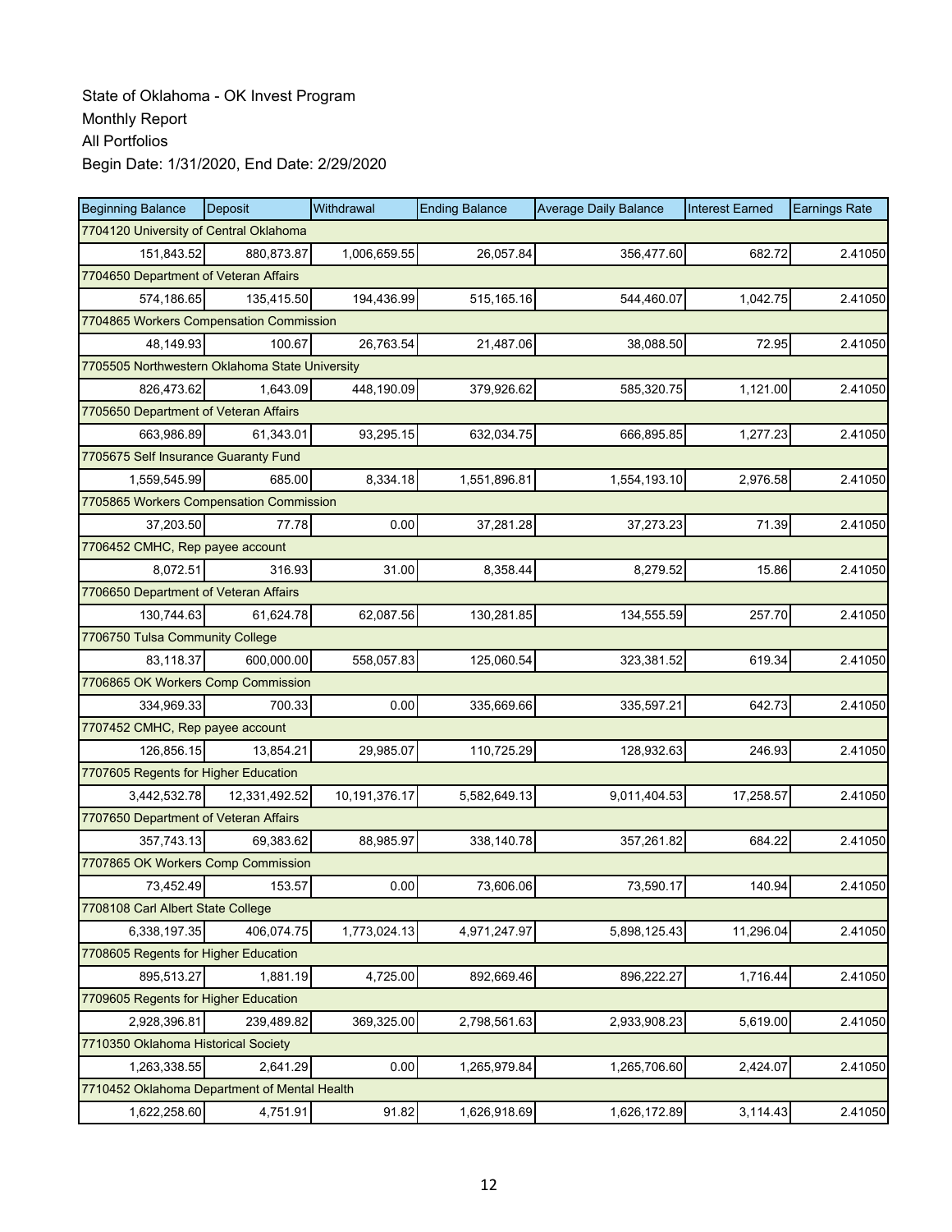State of Oklahoma - OK Invest Program
Monthly Report
All Portfolios
Begin Date: 1/31/2020, End Date: 2/29/2020

| Beginning Balance | Deposit | Withdrawal | Ending Balance | Average Daily Balance | Interest Earned | Earnings Rate |
|---|---|---|---|---|---|---|
| 7704120 University of Central Oklahoma | | | | | | |
| 151,843.52 | 880,873.87 | 1,006,659.55 | 26,057.84 | 356,477.60 | 682.72 | 2.41050 |
| 7704650 Department of Veteran Affairs | | | | | | |
| 574,186.65 | 135,415.50 | 194,436.99 | 515,165.16 | 544,460.07 | 1,042.75 | 2.41050 |
| 7704865 Workers Compensation Commission | | | | | | |
| 48,149.93 | 100.67 | 26,763.54 | 21,487.06 | 38,088.50 | 72.95 | 2.41050 |
| 7705505 Northwestern Oklahoma State University | | | | | | |
| 826,473.62 | 1,643.09 | 448,190.09 | 379,926.62 | 585,320.75 | 1,121.00 | 2.41050 |
| 7705650 Department of Veteran Affairs | | | | | | |
| 663,986.89 | 61,343.01 | 93,295.15 | 632,034.75 | 666,895.85 | 1,277.23 | 2.41050 |
| 7705675 Self Insurance Guaranty Fund | | | | | | |
| 1,559,545.99 | 685.00 | 8,334.18 | 1,551,896.81 | 1,554,193.10 | 2,976.58 | 2.41050 |
| 7705865 Workers Compensation Commission | | | | | | |
| 37,203.50 | 77.78 | 0.00 | 37,281.28 | 37,273.23 | 71.39 | 2.41050 |
| 7706452 CMHC, Rep payee account | | | | | | |
| 8,072.51 | 316.93 | 31.00 | 8,358.44 | 8,279.52 | 15.86 | 2.41050 |
| 7706650 Department of Veteran Affairs | | | | | | |
| 130,744.63 | 61,624.78 | 62,087.56 | 130,281.85 | 134,555.59 | 257.70 | 2.41050 |
| 7706750 Tulsa Community College | | | | | | |
| 83,118.37 | 600,000.00 | 558,057.83 | 125,060.54 | 323,381.52 | 619.34 | 2.41050 |
| 7706865 OK Workers Comp Commission | | | | | | |
| 334,969.33 | 700.33 | 0.00 | 335,669.66 | 335,597.21 | 642.73 | 2.41050 |
| 7707452 CMHC, Rep payee account | | | | | | |
| 126,856.15 | 13,854.21 | 29,985.07 | 110,725.29 | 128,932.63 | 246.93 | 2.41050 |
| 7707605 Regents for Higher Education | | | | | | |
| 3,442,532.78 | 12,331,492.52 | 10,191,376.17 | 5,582,649.13 | 9,011,404.53 | 17,258.57 | 2.41050 |
| 7707650 Department of Veteran Affairs | | | | | | |
| 357,743.13 | 69,383.62 | 88,985.97 | 338,140.78 | 357,261.82 | 684.22 | 2.41050 |
| 7707865 OK Workers Comp Commission | | | | | | |
| 73,452.49 | 153.57 | 0.00 | 73,606.06 | 73,590.17 | 140.94 | 2.41050 |
| 7708108 Carl Albert State College | | | | | | |
| 6,338,197.35 | 406,074.75 | 1,773,024.13 | 4,971,247.97 | 5,898,125.43 | 11,296.04 | 2.41050 |
| 7708605 Regents for Higher Education | | | | | | |
| 895,513.27 | 1,881.19 | 4,725.00 | 892,669.46 | 896,222.27 | 1,716.44 | 2.41050 |
| 7709605 Regents for Higher Education | | | | | | |
| 2,928,396.81 | 239,489.82 | 369,325.00 | 2,798,561.63 | 2,933,908.23 | 5,619.00 | 2.41050 |
| 7710350 Oklahoma Historical Society | | | | | | |
| 1,263,338.55 | 2,641.29 | 0.00 | 1,265,979.84 | 1,265,706.60 | 2,424.07 | 2.41050 |
| 7710452 Oklahoma Department of Mental Health | | | | | | |
| 1,622,258.60 | 4,751.91 | 91.82 | 1,626,918.69 | 1,626,172.89 | 3,114.43 | 2.41050 |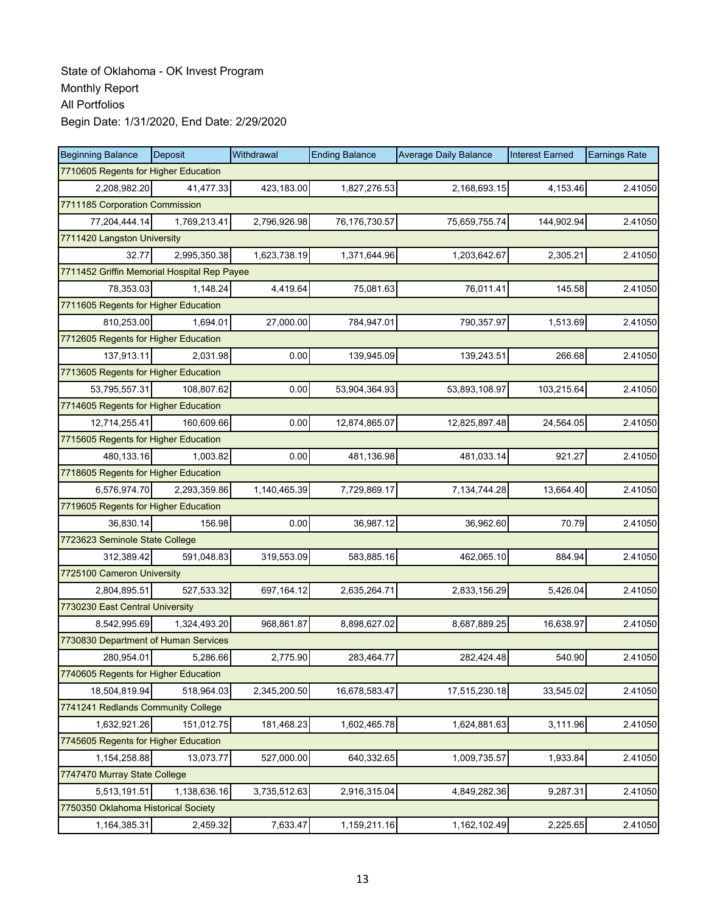State of Oklahoma - OK Invest Program
Monthly Report
All Portfolios
Begin Date: 1/31/2020, End Date: 2/29/2020

| Beginning Balance | Deposit | Withdrawal | Ending Balance | Average Daily Balance | Interest Earned | Earnings Rate |
|---|---|---|---|---|---|---|
| 7710605 Regents for Higher Education | | | | | | |
| 2,208,982.20 | 41,477.33 | 423,183.00 | 1,827,276.53 | 2,168,693.15 | 4,153.46 | 2.41050 |
| 7711185 Corporation Commission | | | | | | |
| 77,204,444.14 | 1,769,213.41 | 2,796,926.98 | 76,176,730.57 | 75,659,755.74 | 144,902.94 | 2.41050 |
| 7711420 Langston University | | | | | | |
| 32.77 | 2,995,350.38 | 1,623,738.19 | 1,371,644.96 | 1,203,642.67 | 2,305.21 | 2.41050 |
| 7711452 Griffin Memorial Hospital Rep Payee | | | | | | |
| 78,353.03 | 1,148.24 | 4,419.64 | 75,081.63 | 76,011.41 | 145.58 | 2.41050 |
| 7711605 Regents for Higher Education | | | | | | |
| 810,253.00 | 1,694.01 | 27,000.00 | 784,947.01 | 790,357.97 | 1,513.69 | 2.41050 |
| 7712605 Regents for Higher Education | | | | | | |
| 137,913.11 | 2,031.98 | 0.00 | 139,945.09 | 139,243.51 | 266.68 | 2.41050 |
| 7713605 Regents for Higher Education | | | | | | |
| 53,795,557.31 | 108,807.62 | 0.00 | 53,904,364.93 | 53,893,108.97 | 103,215.64 | 2.41050 |
| 7714605 Regents for Higher Education | | | | | | |
| 12,714,255.41 | 160,609.66 | 0.00 | 12,874,865.07 | 12,825,897.48 | 24,564.05 | 2.41050 |
| 7715605 Regents for Higher Education | | | | | | |
| 480,133.16 | 1,003.82 | 0.00 | 481,136.98 | 481,033.14 | 921.27 | 2.41050 |
| 7718605 Regents for Higher Education | | | | | | |
| 6,576,974.70 | 2,293,359.86 | 1,140,465.39 | 7,729,869.17 | 7,134,744.28 | 13,664.40 | 2.41050 |
| 7719605 Regents for Higher Education | | | | | | |
| 36,830.14 | 156.98 | 0.00 | 36,987.12 | 36,962.60 | 70.79 | 2.41050 |
| 7723623 Seminole State College | | | | | | |
| 312,389.42 | 591,048.83 | 319,553.09 | 583,885.16 | 462,065.10 | 884.94 | 2.41050 |
| 7725100 Cameron University | | | | | | |
| 2,804,895.51 | 527,533.32 | 697,164.12 | 2,635,264.71 | 2,833,156.29 | 5,426.04 | 2.41050 |
| 7730230 East Central University | | | | | | |
| 8,542,995.69 | 1,324,493.20 | 968,861.87 | 8,898,627.02 | 8,687,889.25 | 16,638.97 | 2.41050 |
| 7730830 Department of Human Services | | | | | | |
| 280,954.01 | 5,286.66 | 2,775.90 | 283,464.77 | 282,424.48 | 540.90 | 2.41050 |
| 7740605 Regents for Higher Education | | | | | | |
| 18,504,819.94 | 518,964.03 | 2,345,200.50 | 16,678,583.47 | 17,515,230.18 | 33,545.02 | 2.41050 |
| 7741241 Redlands Community College | | | | | | |
| 1,632,921.26 | 151,012.75 | 181,468.23 | 1,602,465.78 | 1,624,881.63 | 3,111.96 | 2.41050 |
| 7745605 Regents for Higher Education | | | | | | |
| 1,154,258.88 | 13,073.77 | 527,000.00 | 640,332.65 | 1,009,735.57 | 1,933.84 | 2.41050 |
| 7747470 Murray State College | | | | | | |
| 5,513,191.51 | 1,138,636.16 | 3,735,512.63 | 2,916,315.04 | 4,849,282.36 | 9,287.31 | 2.41050 |
| 7750350 Oklahoma Historical Society | | | | | | |
| 1,164,385.31 | 2,459.32 | 7,633.47 | 1,159,211.16 | 1,162,102.49 | 2,225.65 | 2.41050 |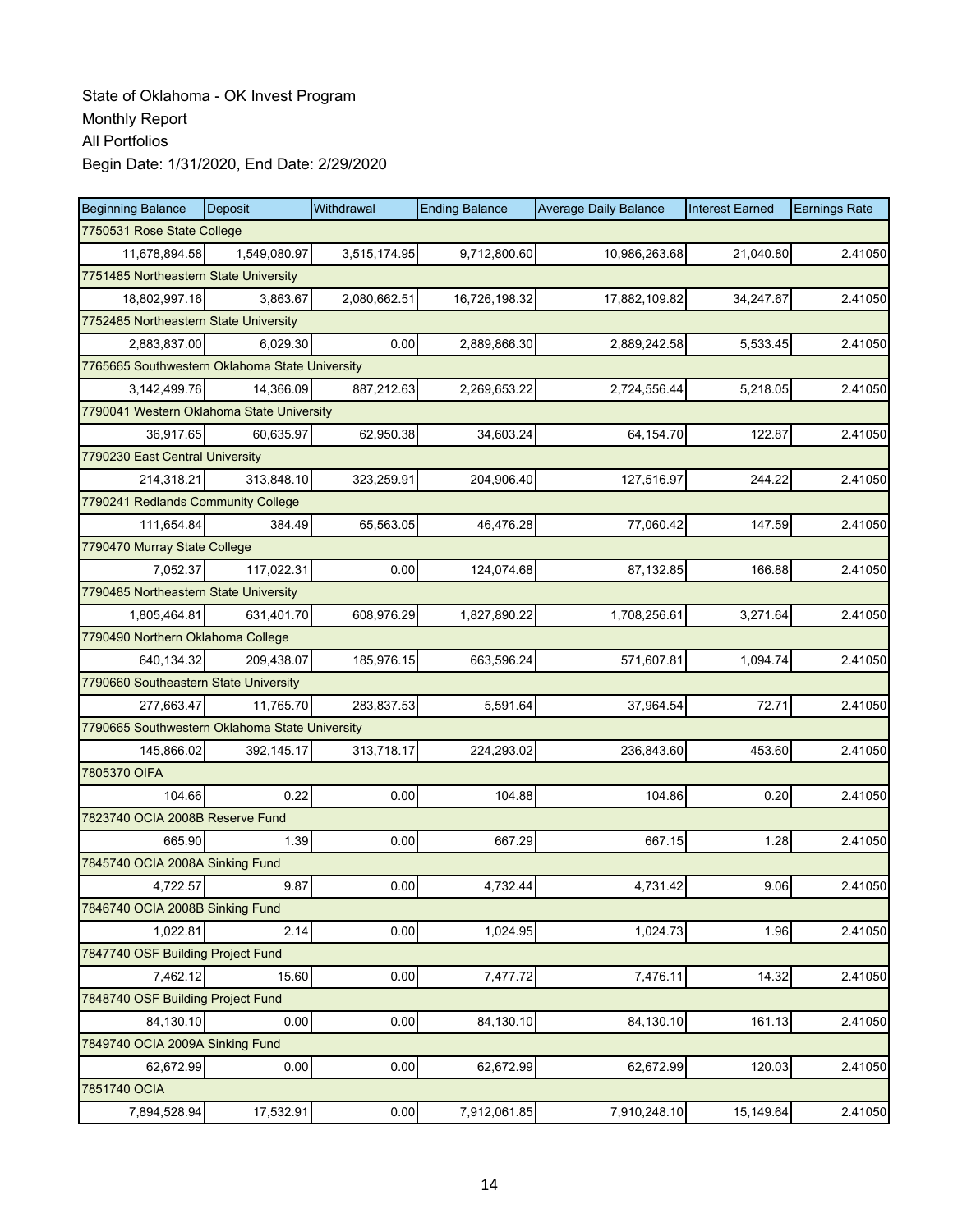State of Oklahoma - OK Invest Program
Monthly Report
All Portfolios
Begin Date: 1/31/2020, End Date: 2/29/2020

| Beginning Balance | Deposit | Withdrawal | Ending Balance | Average Daily Balance | Interest Earned | Earnings Rate |
|---|---|---|---|---|---|---|
| 7750531 Rose State College | | | | | | |
| 11,678,894.58 | 1,549,080.97 | 3,515,174.95 | 9,712,800.60 | 10,986,263.68 | 21,040.80 | 2.41050 |
| 7751485 Northeastern State University | | | | | | |
| 18,802,997.16 | 3,863.67 | 2,080,662.51 | 16,726,198.32 | 17,882,109.82 | 34,247.67 | 2.41050 |
| 7752485 Northeastern State University | | | | | | |
| 2,883,837.00 | 6,029.30 | 0.00 | 2,889,866.30 | 2,889,242.58 | 5,533.45 | 2.41050 |
| 7765665 Southwestern Oklahoma State University | | | | | | |
| 3,142,499.76 | 14,366.09 | 887,212.63 | 2,269,653.22 | 2,724,556.44 | 5,218.05 | 2.41050 |
| 7790041 Western Oklahoma State University | | | | | | |
| 36,917.65 | 60,635.97 | 62,950.38 | 34,603.24 | 64,154.70 | 122.87 | 2.41050 |
| 7790230 East Central University | | | | | | |
| 214,318.21 | 313,848.10 | 323,259.91 | 204,906.40 | 127,516.97 | 244.22 | 2.41050 |
| 7790241 Redlands Community College | | | | | | |
| 111,654.84 | 384.49 | 65,563.05 | 46,476.28 | 77,060.42 | 147.59 | 2.41050 |
| 7790470 Murray State College | | | | | | |
| 7,052.37 | 117,022.31 | 0.00 | 124,074.68 | 87,132.85 | 166.88 | 2.41050 |
| 7790485 Northeastern State University | | | | | | |
| 1,805,464.81 | 631,401.70 | 608,976.29 | 1,827,890.22 | 1,708,256.61 | 3,271.64 | 2.41050 |
| 7790490 Northern Oklahoma College | | | | | | |
| 640,134.32 | 209,438.07 | 185,976.15 | 663,596.24 | 571,607.81 | 1,094.74 | 2.41050 |
| 7790660 Southeastern State University | | | | | | |
| 277,663.47 | 11,765.70 | 283,837.53 | 5,591.64 | 37,964.54 | 72.71 | 2.41050 |
| 7790665 Southwestern Oklahoma State University | | | | | | |
| 145,866.02 | 392,145.17 | 313,718.17 | 224,293.02 | 236,843.60 | 453.60 | 2.41050 |
| 7805370 OIFA | | | | | | |
| 104.66 | 0.22 | 0.00 | 104.88 | 104.86 | 0.20 | 2.41050 |
| 7823740 OCIA 2008B Reserve Fund | | | | | | |
| 665.90 | 1.39 | 0.00 | 667.29 | 667.15 | 1.28 | 2.41050 |
| 7845740 OCIA 2008A Sinking Fund | | | | | | |
| 4,722.57 | 9.87 | 0.00 | 4,732.44 | 4,731.42 | 9.06 | 2.41050 |
| 7846740 OCIA 2008B Sinking Fund | | | | | | |
| 1,022.81 | 2.14 | 0.00 | 1,024.95 | 1,024.73 | 1.96 | 2.41050 |
| 7847740 OSF Building Project Fund | | | | | | |
| 7,462.12 | 15.60 | 0.00 | 7,477.72 | 7,476.11 | 14.32 | 2.41050 |
| 7848740 OSF Building Project Fund | | | | | | |
| 84,130.10 | 0.00 | 0.00 | 84,130.10 | 84,130.10 | 161.13 | 2.41050 |
| 7849740 OCIA 2009A Sinking Fund | | | | | | |
| 62,672.99 | 0.00 | 0.00 | 62,672.99 | 62,672.99 | 120.03 | 2.41050 |
| 7851740 OCIA | | | | | | |
| 7,894,528.94 | 17,532.91 | 0.00 | 7,912,061.85 | 7,910,248.10 | 15,149.64 | 2.41050 |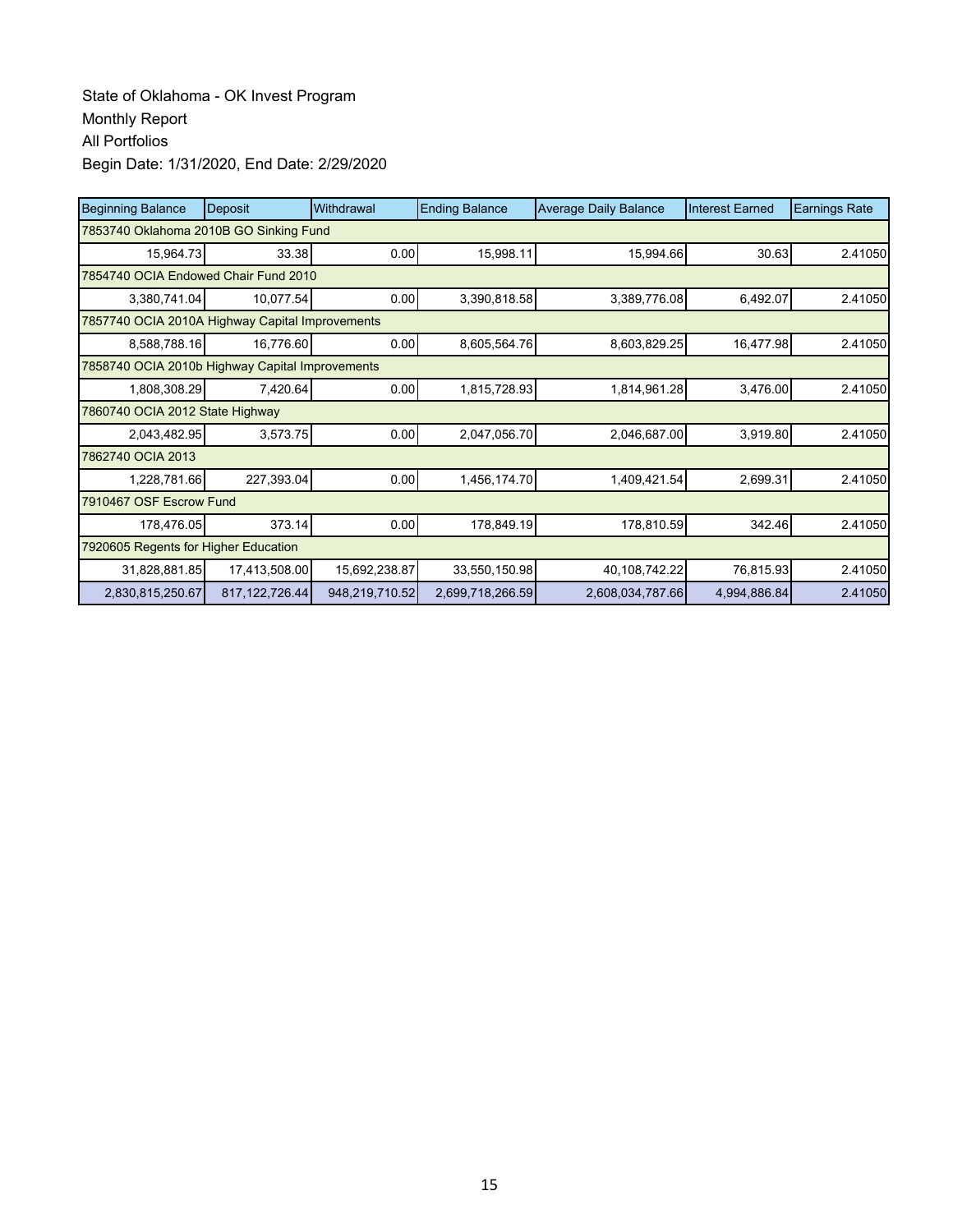State of Oklahoma - OK Invest Program
Monthly Report
All Portfolios
Begin Date: 1/31/2020, End Date: 2/29/2020

| Beginning Balance | Deposit | Withdrawal | Ending Balance | Average Daily Balance | Interest Earned | Earnings Rate |
|---|---|---|---|---|---|---|
| 7853740 Oklahoma 2010B GO Sinking Fund | | | | | | |
| 15,964.73 | 33.38 | 0.00 | 15,998.11 | 15,994.66 | 30.63 | 2.41050 |
| 7854740 OCIA Endowed Chair Fund 2010 | | | | | | |
| 3,380,741.04 | 10,077.54 | 0.00 | 3,390,818.58 | 3,389,776.08 | 6,492.07 | 2.41050 |
| 7857740 OCIA 2010A Highway Capital Improvements | | | | | | |
| 8,588,788.16 | 16,776.60 | 0.00 | 8,605,564.76 | 8,603,829.25 | 16,477.98 | 2.41050 |
| 7858740 OCIA 2010b Highway Capital Improvements | | | | | | |
| 1,808,308.29 | 7,420.64 | 0.00 | 1,815,728.93 | 1,814,961.28 | 3,476.00 | 2.41050 |
| 7860740 OCIA 2012 State Highway | | | | | | |
| 2,043,482.95 | 3,573.75 | 0.00 | 2,047,056.70 | 2,046,687.00 | 3,919.80 | 2.41050 |
| 7862740 OCIA 2013 | | | | | | |
| 1,228,781.66 | 227,393.04 | 0.00 | 1,456,174.70 | 1,409,421.54 | 2,699.31 | 2.41050 |
| 7910467 OSF Escrow Fund | | | | | | |
| 178,476.05 | 373.14 | 0.00 | 178,849.19 | 178,810.59 | 342.46 | 2.41050 |
| 7920605 Regents for Higher Education | | | | | | |
| 31,828,881.85 | 17,413,508.00 | 15,692,238.87 | 33,550,150.98 | 40,108,742.22 | 76,815.93 | 2.41050 |
| 2,830,815,250.67 | 817,122,726.44 | 948,219,710.52 | 2,699,718,266.59 | 2,608,034,787.66 | 4,994,886.84 | 2.41050 |